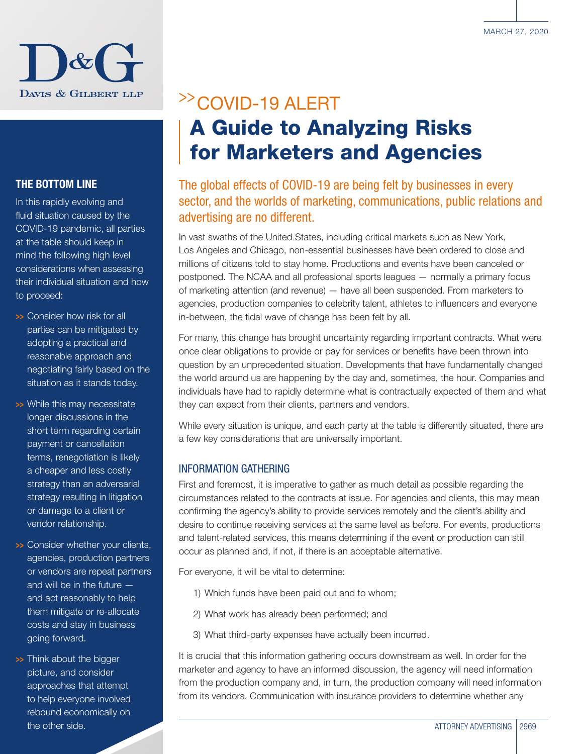MARCH 27, 2020

# >> COVID-19 ALERT

# A Guide to Analyzing Risks for Marketers and Agencies

## THE BOTTOM LINE

In this rapidly evolving and fluid situation caused by the COVID-19 pandemic, all parties at the table should keep in mind the following high level considerations when assessing their individual situation and how to proceed:

- Consider how risk for all parties can be mitigated by adopting a practical and reasonable approach and negotiating fairly based on the situation as it stands today.
- While this may necessitate longer discussions in the short term regarding certain payment or cancellation terms, renegotiation is likely a cheaper and less costly strategy than an adversarial strategy resulting in litigation or damage to a client or vendor relationship.
- Consider whether your clients, agencies, production partners or vendors are repeat partners and will be in the future — and act reasonably to help them mitigate or re-allocate costs and stay in business going forward.
- Think about the bigger picture, and consider approaches that attempt to help everyone involved rebound economically on the other side.

The global effects of COVID-19 are being felt by businesses in every sector, and the worlds of marketing, communications, public relations and advertising are no different.

In vast swaths of the United States, including critical markets such as New York, Los Angeles and Chicago, non-essential businesses have been ordered to close and millions of citizens told to stay home. Productions and events have been canceled or postponed. The NCAA and all professional sports leagues — normally a primary focus of marketing attention (and revenue) — have all been suspended. From marketers to agencies, production companies to celebrity talent, athletes to influencers and everyone in-between, the tidal wave of change has been felt by all.

For many, this change has brought uncertainty regarding important contracts. What were once clear obligations to provide or pay for services or benefits have been thrown into question by an unprecedented situation. Developments that have fundamentally changed the world around us are happening by the day and, sometimes, the hour. Companies and individuals have had to rapidly determine what is contractually expected of them and what they can expect from their clients, partners and vendors.

While every situation is unique, and each party at the table is differently situated, there are a few key considerations that are universally important.

### INFORMATION GATHERING

First and foremost, it is imperative to gather as much detail as possible regarding the circumstances related to the contracts at issue. For agencies and clients, this may mean confirming the agency's ability to provide services remotely and the client's ability and desire to continue receiving services at the same level as before. For events, productions and talent-related services, this means determining if the event or production can still occur as planned and, if not, if there is an acceptable alternative.

For everyone, it will be vital to determine:

1) Which funds have been paid out and to whom;

2) What work has already been performed; and

3) What third-party expenses have actually been incurred.

It is crucial that this information gathering occurs downstream as well. In order for the marketer and agency to have an informed discussion, the agency will need information from the production company and, in turn, the production company will need information from its vendors. Communication with insurance providers to determine whether any

ATTORNEY ADVERTISING 2969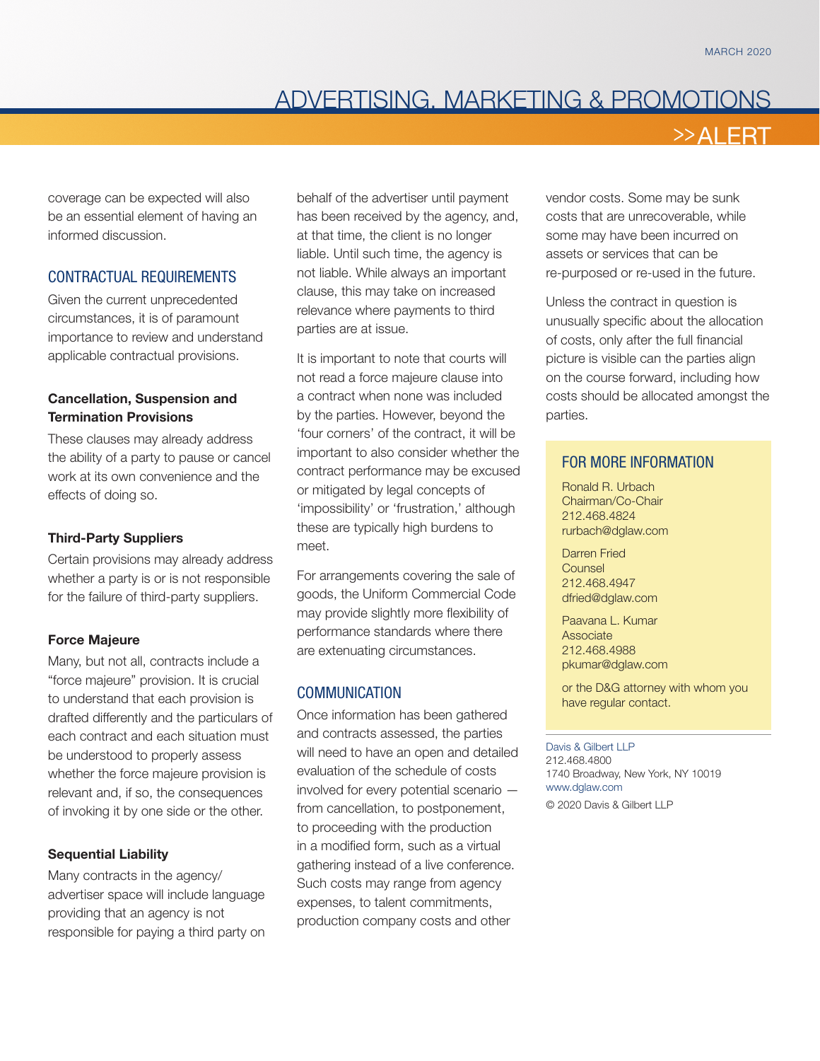coverage can be expected will also be an essential element of having an informed discussion.

## CONTRACTUAL REQUIREMENTS

Given the current unprecedented circumstances, it is of paramount importance to review and understand applicable contractual provisions.

### Cancellation, Suspension and Termination Provisions

These clauses may already address the ability of a party to pause or cancel work at its own convenience and the effects of doing so.

### Third-Party Suppliers

Certain provisions may already address whether a party is or is not responsible for the failure of third-party suppliers.

### Force Majeure

Many, but not all, contracts include a "force majeure" provision. It is crucial to understand that each provision is drafted differently and the particulars of each contract and each situation must be understood to properly assess whether the force majeure provision is relevant and, if so, the consequences of invoking it by one side or the other.

### Sequential Liability

Many contracts in the agency/advertiser space will include language providing that an agency is not responsible for paying a third party on behalf of the advertiser until payment has been received by the agency, and, at that time, the client is no longer liable. Until such time, the agency is not liable. While always an important clause, this may take on increased relevance where payments to third parties are at issue.

It is important to note that courts will not read a force majeure clause into a contract when none was included by the parties. However, beyond the 'four corners' of the contract, it will be important to also consider whether the contract performance may be excused or mitigated by legal concepts of 'impossibility' or 'frustration,' although these are typically high burdens to meet.

For arrangements covering the sale of goods, the Uniform Commercial Code may provide slightly more flexibility of performance standards where there are extenuating circumstances.

## COMMUNICATION

Once information has been gathered and contracts assessed, the parties will need to have an open and detailed evaluation of the schedule of costs involved for every potential scenario — from cancellation, to postponement, to proceeding with the production in a modified form, such as a virtual gathering instead of a live conference. Such costs may range from agency expenses, to talent commitments, production company costs and other vendor costs. Some may be sunk costs that are unrecoverable, while some may have been incurred on assets or services that can be re-purposed or re-used in the future.

Unless the contract in question is unusually specific about the allocation of costs, only after the full financial picture is visible can the parties align on the course forward, including how costs should be allocated amongst the parties.

## FOR MORE INFORMATION

Ronald R. Urbach
Chairman/Co-Chair
212.468.4824
rurbach@dglaw.com

Darren Fried
Counsel
212.468.4947
dfried@dglaw.com

Paavana L. Kumar
Associate
212.468.4988
pkumar@dglaw.com

or the D&G attorney with whom you have regular contact.

Davis & Gilbert LLP
212.468.4800
1740 Broadway, New York, NY 10019
www.dglaw.com

© 2020 Davis & Gilbert LLP